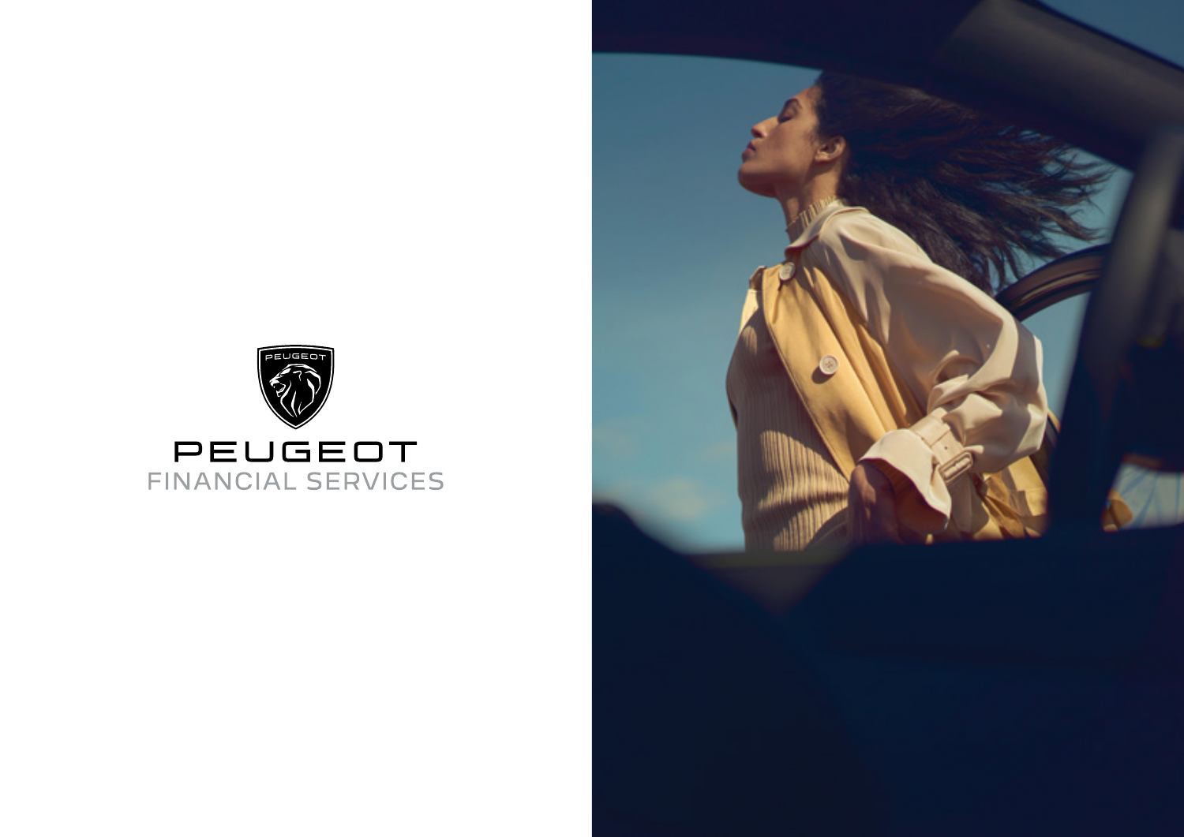PEUGEOT

FINANCIAL SERVICES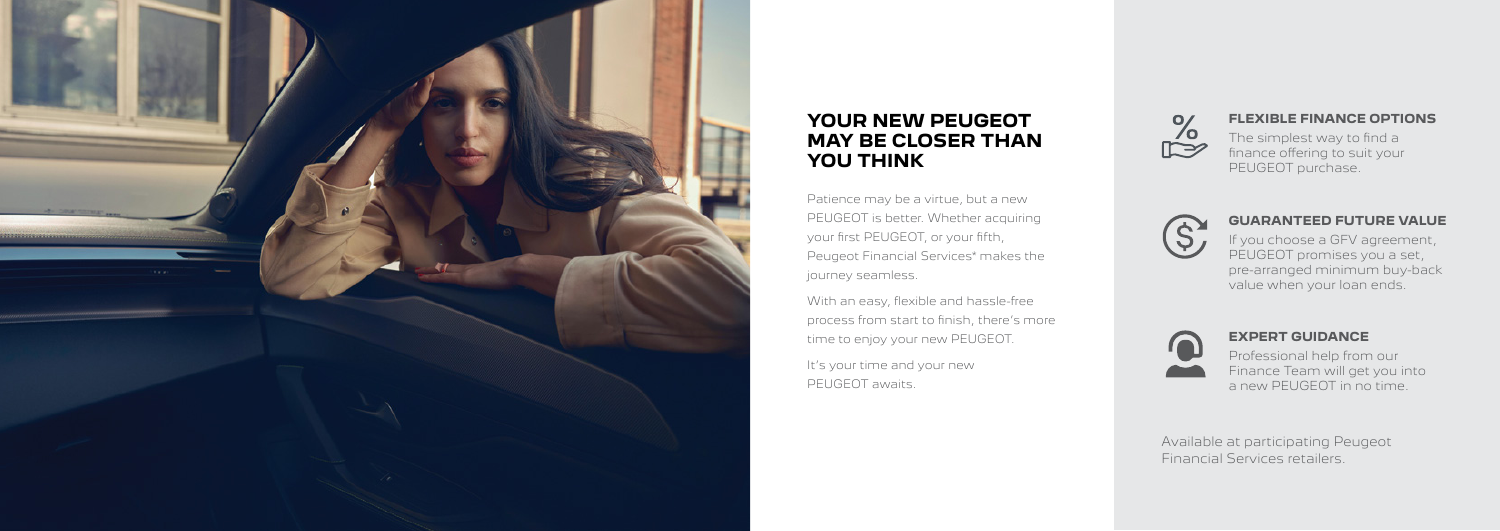## YOUR NEW PEUGEOT MAY BE CLOSER THAN YOU THINK

Patience may be a virtue, but a new PEUGEOT is better. Whether acquiring your first PEUGEOT, or your fifth, Peugeot Financial Services* makes the journey seamless.

With an easy, flexible and hassle-free process from start to finish, there's more time to enjoy your new PEUGEOT.

It's your time and your new PEUGEOT awaits.

### FLEXIBLE FINANCE OPTIONS

The simplest way to find a finance offering to suit your PEUGEOT purchase.

### GUARANTEED FUTURE VALUE

If you choose a GFV agreement, PEUGEOT promises you a set, pre-arranged minimum buy-back value when your loan ends.

### EXPERT GUIDANCE

Professional help from our Finance Team will get you into a new PEUGEOT in no time.

Available at participating Peugeot Financial Services retailers.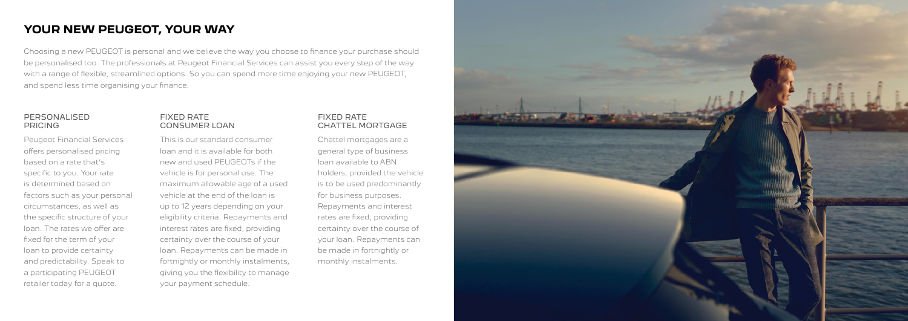# YOUR NEW PEUGEOT, YOUR WAY

Choosing a new PEUGEOT is personal and we believe the way you choose to finance your purchase should be personalised too. The professionals at Peugeot Financial Services can assist you every step of the way with a range of flexible, streamlined options. So you can spend more time enjoying your new PEUGEOT, and spend less time organising your finance.

## PERSONALISED PRICING

Peugeot Financial Services offers personalised pricing based on a rate that's specific to you. Your rate is determined based on factors such as your personal circumstances, as well as the specific structure of your loan. The rates we offer are fixed for the term of your loan to provide certainty and predictability. Speak to a participating PEUGEOT retailer today for a quote.

## FIXED RATE CONSUMER LOAN

This is our standard consumer loan and it is available for both new and used PEUGEOTs if the vehicle is for personal use. The maximum allowable age of a used vehicle at the end of the loan is up to 12 years depending on your eligibility criteria. Repayments and interest rates are fixed, providing certainty over the course of your loan. Repayments can be made in fortnightly or monthly instalments, giving you the flexibility to manage your payment schedule.

## FIXED RATE CHATTEL MORTGAGE

Chattel mortgages are a general type of business loan available to ABN holders, provided the vehicle is to be used predominantly for business purposes. Repayments and interest rates are fixed, providing certainty over the course of your loan. Repayments can be made in fortnightly or monthly instalments.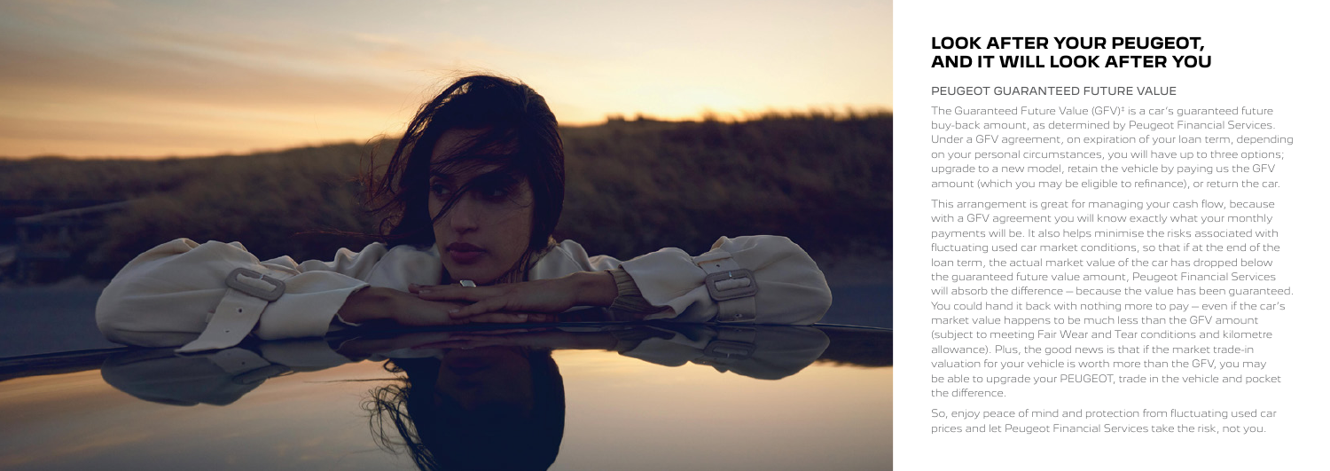# LOOK AFTER YOUR PEUGEOT, AND IT WILL LOOK AFTER YOU

## PEUGEOT GUARANTEED FUTURE VALUE

The Guaranteed Future Value (GFV)‡ is a car's guaranteed future buy-back amount, as determined by Peugeot Financial Services. Under a GFV agreement, on expiration of your loan term, depending on your personal circumstances, you will have up to three options; upgrade to a new model, retain the vehicle by paying us the GFV amount (which you may be eligible to refinance), or return the car.

This arrangement is great for managing your cash flow, because with a GFV agreement you will know exactly what your monthly payments will be. It also helps minimise the risks associated with fluctuating used car market conditions, so that if at the end of the loan term, the actual market value of the car has dropped below the guaranteed future value amount, Peugeot Financial Services will absorb the difference – because the value has been guaranteed. You could hand it back with nothing more to pay – even if the car's market value happens to be much less than the GFV amount (subject to meeting Fair Wear and Tear conditions and kilometre allowance). Plus, the good news is that if the market trade-in valuation for your vehicle is worth more than the GFV, you may be able to upgrade your PEUGEOT, trade in the vehicle and pocket the difference.

So, enjoy peace of mind and protection from fluctuating used car prices and let Peugeot Financial Services take the risk, not you.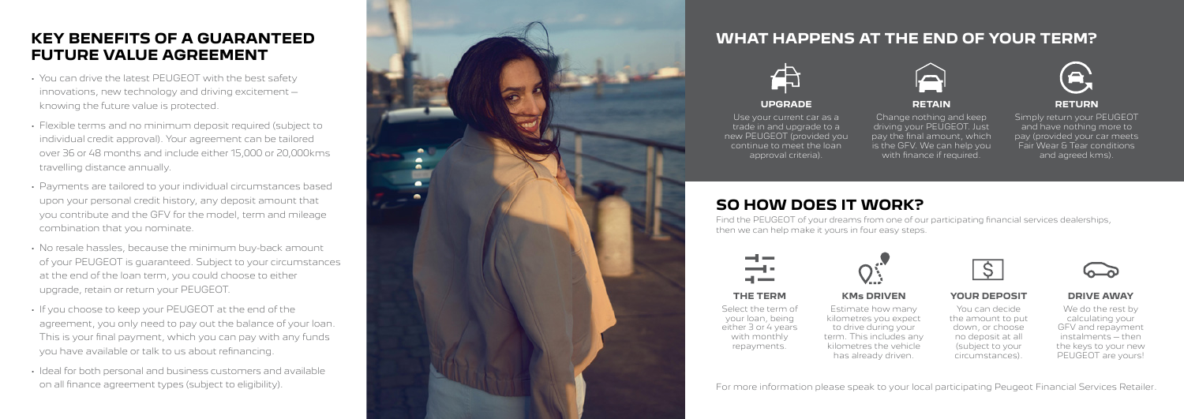## KEY BENEFITS OF A GUARANTEED FUTURE VALUE AGREEMENT

- You can drive the latest PEUGEOT with the best safety innovations, new technology and driving excitement – knowing the future value is protected.
- Flexible terms and no minimum deposit required (subject to individual credit approval). Your agreement can be tailored over 36 or 48 months and include either 15,000 or 20,000kms travelling distance annually.
- Payments are tailored to your individual circumstances based upon your personal credit history, any deposit amount that you contribute and the GFV for the model, term and mileage combination that you nominate.
- No resale hassles, because the minimum buy-back amount of your PEUGEOT is guaranteed. Subject to your circumstances at the end of the loan term, you could choose to either upgrade, retain or return your PEUGEOT.
- If you choose to keep your PEUGEOT at the end of the agreement, you only need to pay out the balance of your loan. This is your final payment, which you can pay with any funds you have available or talk to us about refinancing.
- Ideal for both personal and business customers and available on all finance agreement types (subject to eligibility).

## WHAT HAPPENS AT THE END OF YOUR TERM?

**UPGRADE**

Use your current car as a trade in and upgrade to a new PEUGEOT (provided you continue to meet the loan approval criteria).

**RETAIN**

Change nothing and keep driving your PEUGEOT. Just pay the final amount, which is the GFV. We can help you with finance if required.

**RETURN**

Simply return your PEUGEOT and have nothing more to pay (provided your car meets Fair Wear & Tear conditions and agreed kms).

## SO HOW DOES IT WORK?

Find the PEUGEOT of your dreams from one of our participating financial services dealerships, then we can help make it yours in four easy steps.

**THE TERM**

Select the term of your loan, being either 3 or 4 years with monthly repayments.

**KMs DRIVEN**

Estimate how many kilometres you expect to drive during your term. This includes any kilometres the vehicle has already driven.

**YOUR DEPOSIT**

You can decide the amount to put down, or choose no deposit at all (subject to your circumstances).

**DRIVE AWAY**

We do the rest by calculating your GFV and repayment instalments – then the keys to your new PEUGEOT are yours!

For more information please speak to your local participating Peugeot Financial Services Retailer.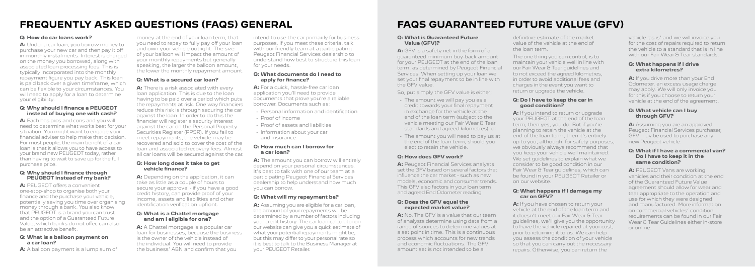# FREQUENTLY ASKED QUESTIONS (FAQS) GENERAL

**Q: How do car loans work?**

**A:** Under a car loan, you borrow money to purchase your new car and then pay it off in monthly instalments. Interest is charged on the money you borrowed, along with associated loan processing fees. This is typically incorporated into the monthly repayment figure you pay back. This loan is paid back over a given timeframe, which can be flexible to your circumstances. You will need to apply for a loan to determine your eligibility.

**Q: Why should I finance a PEUGEOT instead of buying one with cash?**

**A:** Each has pros and cons and you will need to determine what works best for your situation. You might want to engage your financial adviser to help make that decision. For most people, the main benefit of a car loan is that it allows you to have access to your brand new PEUGEOT today, rather than having to wait to save up for the full purchase price.

**Q: Why should I finance through PEUGEOT instead of my bank?**

**A:** PEUGEOT offers a convenient one-stop-shop to organise both your finance and the purchase your vehicle, potentially saving you time over organising money through a bank. You also know that PEUGEOT is a brand you can trust and the option of a Guaranteed Future Value, which banks do not offer, can also be an attractive benefit.

**Q: What is a balloon payment on a car loan?**

**A:** A balloon payment is a lump sum of money at the end of your loan term, that you need to repay to fully pay off your loan and own your vehicle outright. The size of your balloon will impact the amount of your monthly repayments but generally speaking, the larger the balloon amount, the lower the monthly repayment amount.

**Q: What is a secured car loan?**

**A:** There is a risk associated with every loan application. This is due to the loan having to be paid over a period which puts the repayments at risk. One way financiers reduce this risk is through securing the car against the loan. In order to do this the financier will register a security interest against the car on the Personal Property Securities Register (PPSR). If you fail to meet repayments, the vehicle may be recovered and sold to cover the cost of the loan and associated recovery fees. Almost all car loans will be secured against the car.

**Q: How long does it take to get vehicle finance?**

**A:** Depending on the application, it can take as little as a couple of hours to secure your approval - if you have a good credit history, can provide proof of your income, assets and liabilities and other identification verification upfront.

**Q: What is a Chattel mortgage and am I eligible for one?**

**A:** A Chattel mortgage is a popular car loan for businesses, because the business is the owner of the vehicle instead of the individual. You will need to provide the business' ABN and confirm that you intend to use the car primarily for business purposes. If you meet these criteria, talk with our friendly team at a participating Peugeot Financial Services dealership to understand how best to structure this loan for your needs.

**Q: What documents do I need to apply for finance?**

**A:** For a quick, hassle-free car loan application you'll need to provide documents that prove you're a reliable borrower. Documents such as:

- Personal information and identification
- Proof of income
- Proof of assets and liabilities
- Information about your car and insurance.

**Q: How much can I borrow for a car loan?**

**A:** The amount you can borrow will entirely depend on your personal circumstances. It's best to talk with one of our team at a participating Peugeot Financial Services dealership to help understand how much you can borrow.

**Q: What will my repayment be?**

**A:** Assuming you are eligible for a car loan, the amount of your repayments will be determined by a number of factors including your credit history. The car loan calculator on our website can give you a quick estimate of what your potential repayments might be, but this may differ to your personal rate so it is best to talk to the Business Manager at your PEUGEOT Retailer.

# FAQS GUARANTEED FUTURE VALUE (GFV)

**Q: What is Guaranteed Future Value (GFV)?**

**A:** GFV is a safety net in the form of a guaranteed minimum buy-back amount for your PEUGEOT at the end of the loan term, as determined by Peugeot Financial Services. When setting up your loan we set your final repayment to be in line with the GFV value.

So, put simply the GFV value is either;

- The amount we will pay you as a credit towards your final repayment in exchange for the vehicle at the end of the loan term (subject to the vehicle meeting our Fair Wear & Tear standards and agreed kilometres); or
- The amount you will need to pay us at the end of the loan term, should you elect to retain the vehicle.

**Q: How does GFV work?**

**A:** Peugeot Financial Services analysts set the GFV based on several factors that influence the car market - such as new models, economic and consumer trends. This GFV also factors in your loan term and agreed End Odometer reading.

**Q: Does the GFV equal the expected market value?**

**A:** No. The GFV is a value that our team of analysts determine using data from a range of sources to determine values at a set point in time. This is a continuous process which accounts for new trends and economic fluctuations. The GFV amount set is not intended to be a definitive estimate of the market value of the vehicle at the end of the loan term.

The one thing you can control, is to maintain your vehicle well in line with our Fair Wear & Tear guidelines and to not exceed the agreed kilometres, in order to avoid additional fees and charges in the event you want to return or upgrade the vehicle.

**Q: Do I have to keep the car in good condition?**

**A:** If you intend to return or upgrade your PEUGEOT at the end of the loan term, then yes, you do. But if you're planning to retain the vehicle at the end of the loan term, then it's entirely up to you, although, for safety purposes, we obviously always recommend that you keep your vehicle well maintained. We set guidelines to explain what we consider to be good condition in our Fair Wear & Tear guidelines, which can be found in your PEUGEOT Retailer or on our website.

**Q: What happens if I damage my car on GFV?**

**A:** If you have chosen to return your vehicle at the end of the loan term and it doesn't meet our Fair Wear & Tear guidelines, we'll give you the opportunity to have the vehicle repaired at your cost, prior to returning it to us. We can help you assess the condition of your vehicle so that you can carry out the necessary repairs. Otherwise, you can return the vehicle 'as is' and we will invoice you for the cost of repairs required to return the vehicle to a standard that is in line with our Fair Wear & Tear standards.

**Q: What happens if I drive extra kilometres?**

**A:** If you drive more than your End Odometer, an excess usage charge may apply. We will only invoice you for this if you choose to return your vehicle at the end of the agreement.

**Q: What vehicle can I buy through GFV?**

**A:** Assuming you are an approved Peugeot Financial Services purchaser, GFV may be used to purchase any new Peugeot vehicle.

**Q: What if I have a commercial van? Do I have to keep it in the same condition?**

**A:** PEUGEOT Vans are working vehicles and their condition at the end of the Guaranteed Future Value agreement should allow for wear and tear appropriate to the operation and use for which they were designed and manufactured. More information on commercial vehicles' condition requirements can be found in our Fair Wear & Tear Guidelines either in-store or online.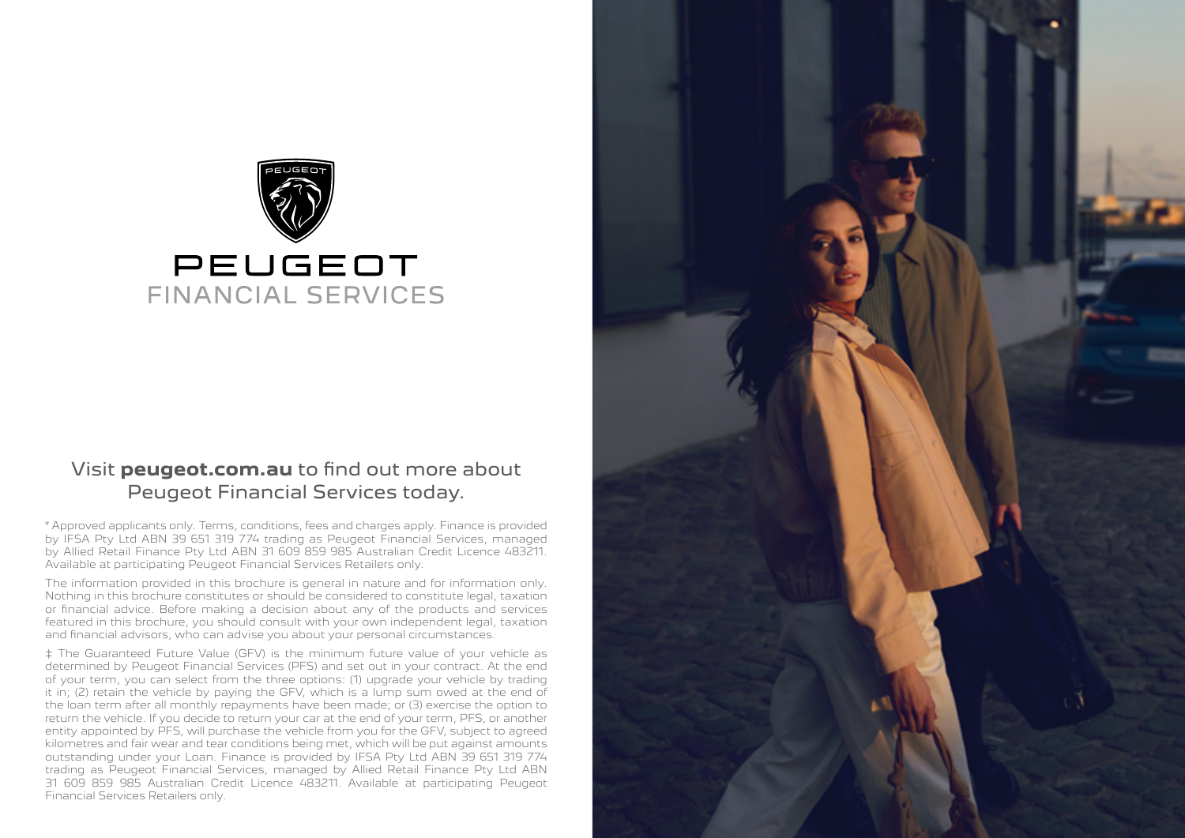PEUGEOT

FINANCIAL SERVICES

Visit **peugeot.com.au** to find out more about Peugeot Financial Services today.

* Approved applicants only. Terms, conditions, fees and charges apply. Finance is provided by IFSA Pty Ltd ABN 39 651 319 774 trading as Peugeot Financial Services, managed by Allied Retail Finance Pty Ltd ABN 31 609 859 985 Australian Credit Licence 483211. Available at participating Peugeot Financial Services Retailers only.

The information provided in this brochure is general in nature and for information only. Nothing in this brochure constitutes or should be considered to constitute legal, taxation or financial advice. Before making a decision about any of the products and services featured in this brochure, you should consult with your own independent legal, taxation and financial advisors, who can advise you about your personal circumstances.

‡ The Guaranteed Future Value (GFV) is the minimum future value of your vehicle as determined by Peugeot Financial Services (PFS) and set out in your contract. At the end of your term, you can select from the three options: (1) upgrade your vehicle by trading it in; (2) retain the vehicle by paying the GFV, which is a lump sum owed at the end of the loan term after all monthly repayments have been made; or (3) exercise the option to return the vehicle. If you decide to return your car at the end of your term, PFS, or another entity appointed by PFS, will purchase the vehicle from you for the GFV, subject to agreed kilometres and fair wear and tear conditions being met, which will be put against amounts outstanding under your Loan. Finance is provided by IFSA Pty Ltd ABN 39 651 319 774 trading as Peugeot Financial Services, managed by Allied Retail Finance Pty Ltd ABN 31 609 859 985 Australian Credit Licence 483211. Available at participating Peugeot Financial Services Retailers only.